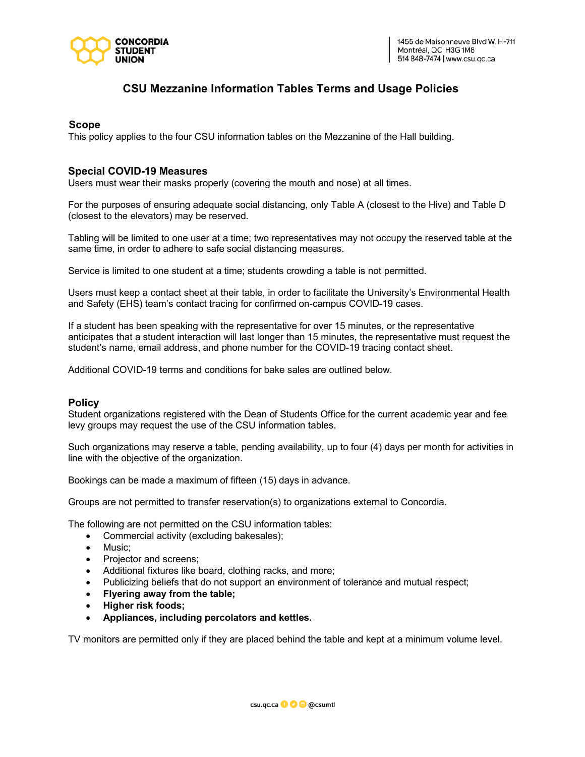# CSU Mezzanine Information Tables Terms and Usage Policies

## Scope

This policy applies to the four CSU information tables on the Mezzanine of the Hall building.

## Special COVID-19 Measures

Users must wear their masks properly (covering the mouth and nose) at all times.

For the purposes of ensuring adequate social distancing, only Table A (closest to the Hive) and Table D (closest to the elevators) may be reserved.

Tabling will be limited to one user at a time; two representatives may not occupy the reserved table at the same time, in order to adhere to safe social distancing measures.

Service is limited to one student at a time; students crowding a table is not permitted.

Users must keep a contact sheet at their table, in order to facilitate the University's Environmental Health and Safety (EHS) team's contact tracing for confirmed on-campus COVID-19 cases.

If a student has been speaking with the representative for over 15 minutes, or the representative anticipates that a student interaction will last longer than 15 minutes, the representative must request the student's name, email address, and phone number for the COVID-19 tracing contact sheet.

Additional COVID-19 terms and conditions for bake sales are outlined below.

## Policy

Student organizations registered with the Dean of Students Office for the current academic year and fee levy groups may request the use of the CSU information tables.

Such organizations may reserve a table, pending availability, up to four (4) days per month for activities in line with the objective of the organization.

Bookings can be made a maximum of fifteen (15) days in advance.

Groups are not permitted to transfer reservation(s) to organizations external to Concordia.

The following are not permitted on the CSU information tables:

- Commercial activity (excluding bakesales);
- Music;
- Projector and screens;
- Additional fixtures like board, clothing racks, and more;
- Publicizing beliefs that do not support an environment of tolerance and mutual respect;
- **Flyering away from the table;**
- **Higher risk foods;**
- **Appliances, including percolators and kettles.**

TV monitors are permitted only if they are placed behind the table and kept at a minimum volume level.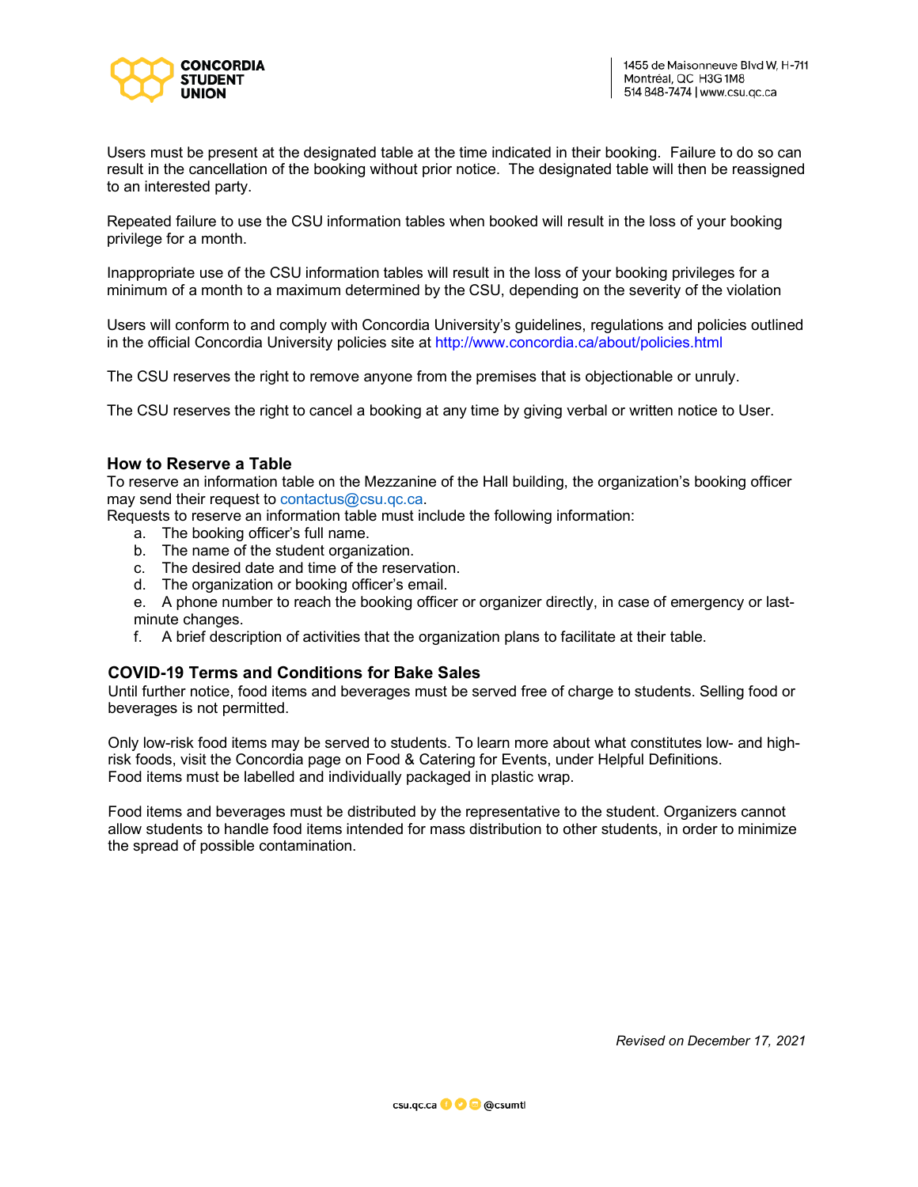Users must be present at the designated table at the time indicated in their booking. Failure to do so can result in the cancellation of the booking without prior notice. The designated table will then be reassigned to an interested party.

Repeated failure to use the CSU information tables when booked will result in the loss of your booking privilege for a month.

Inappropriate use of the CSU information tables will result in the loss of your booking privileges for a minimum of a month to a maximum determined by the CSU, depending on the severity of the violation

Users will conform to and comply with Concordia University's guidelines, regulations and policies outlined in the official Concordia University policies site at http://www.concordia.ca/about/policies.html

The CSU reserves the right to remove anyone from the premises that is objectionable or unruly.

The CSU reserves the right to cancel a booking at any time by giving verbal or written notice to User.

### How to Reserve a Table

To reserve an information table on the Mezzanine of the Hall building, the organization's booking officer may send their request to contactus@csu.qc.ca.

Requests to reserve an information table must include the following information:

a. The booking officer's full name.
b. The name of the student organization.
c. The desired date and time of the reservation.
d. The organization or booking officer's email.
e. A phone number to reach the booking officer or organizer directly, in case of emergency or last-minute changes.
f. A brief description of activities that the organization plans to facilitate at their table.

### COVID-19 Terms and Conditions for Bake Sales

Until further notice, food items and beverages must be served free of charge to students. Selling food or beverages is not permitted.

Only low-risk food items may be served to students. To learn more about what constitutes low- and high-risk foods, visit the Concordia page on Food & Catering for Events, under Helpful Definitions.
Food items must be labelled and individually packaged in plastic wrap.

Food items and beverages must be distributed by the representative to the student. Organizers cannot allow students to handle food items intended for mass distribution to other students, in order to minimize the spread of possible contamination.

*Revised on December 17, 2021*